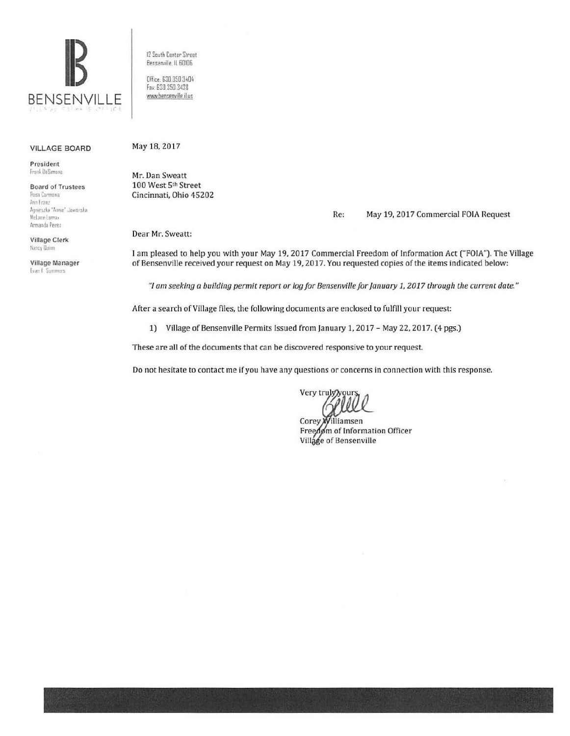# BENSENVILLE

12 South Center Street
Bensenville, IL 60106

Office: 630.350.3404
Fax: 630.350.3438
www.bensenville.il.us

**VILLAGE BOARD**

**President**
Frank DeSimone

**Board of Trustees**
Rosa Carmona
Ann Franz
Agnieszka "Annie" Jaworska
McLane Lomax
Armando Perez

**Village Clerk**
Nancy Quinn

**Village Manager**
Evan K. Summers

May 18, 2017

**Mr. Dan Sweatt**
**100 West 5th Street**
**Cincinnati, Ohio 45202**

Re: May 19, 2017 Commercial FOIA Request

Dear Mr. Sweatt:

I am pleased to help you with your May 19, 2017 Commercial Freedom of Information Act ("FOIA"). The Village of Bensenville received your request on May 19, 2017. You requested copies of the items indicated below:

*"I am seeking a building permit report or log for Bensenville for January 1, 2017 through the current date."*

After a search of Village files, the following documents are enclosed to fulfill your request:

1) Village of Bensenville Permits Issued from January 1, 2017 – May 22, 2017. (4 pgs.)

These are all of the documents that can be discovered responsive to your request.

Do not hesitate to contact me if you have any questions or concerns in connection with this response.

Very truly yours,

Corey Williamsen
Freedom of Information Officer
Village of Bensenville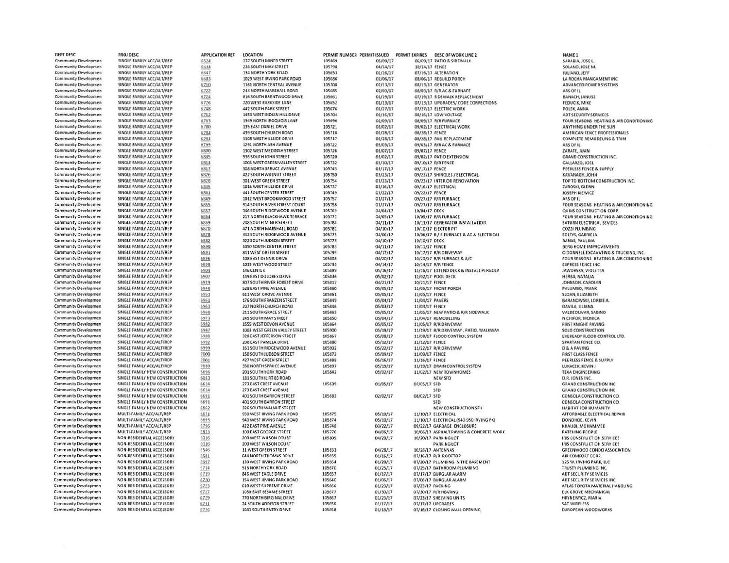| DEPT DESC | PROJ DESC | APPLICATION REF | LOCATION | PERMIT NUMBER | PERMIT ISSUED | PERMIT EXPIRES | DESC OF WORK LINE 2 | NAME 1 |
|---|---|---|---|---|---|---|---|---|
| Community Developmen | SINGLE FAMILY ACC/ALT/REP | 6524 | 237 SOUTH MINER STREET | 105869 | 05/09/17 | 06/09/17 | PATIO & SIDEWALK | SARABIA, JOSE L. |
| Community Developmen | SINGLE FAMILY ACC/ALT/REP | 6634 | 236 SOUTH MAY STREET | 105798 | 04/14/17 | 10/14/17 | FENCE | SOLANO, JOSE M. |
| Community Developmen | SINGLE FAMILY ACC/ALT/REP | 6647 | 134 NORTH YORK ROAD | 105653 | 01/16/17 | 07/16/17 | ALTERATION | JULIANO, JEFF |
| Community Developmen | SINGLE FAMILY ACC/ALT/REP | 6683 | 1029 WEST IRVING PARK ROAD | 105686 | 02/06/17 | 08/06/17 | REBUILD PORCH | LA ROCHA MANGAMENT INC |
| Community Developmen | SINGLE FAMILY ACC/ALT/REP | 6710 | 1161 NORTH CENTRAL AVENUE | 105700 | 02/13/17 | 08/13/17 | GENERATOR | ADVANCED POWER SYSTEMS |
| Community Developmen | SINGLE FAMILY ACC/ALT/REP | 6722 | 244 NORTH MARSHALL ROAD | 105685 | 02/03/17 | 08/03/17 | R/R AC & FURNACE | ARS OF IL |
| Community Developmen | SINGLE FAMILY ACC/ALT/REP | 6724 | 816 SOUTH BRENTWOOD DRIVE | 105661 | 01/19/17 | 07/19/17 | SIDEWALK REPLACEMENT | BANACH, JANUSZ |
| Community Developmen | SINGLE FAMILY ACC/ALT/REP | 6726 | 720 WEST PARKSIDE LANE | 105652 | 01/13/17 | 07/13/17 | UPGRADES/ CODE CORRECTIONS | FEDUCIK, MIKE |
| Community Developmen | SINGLE FAMILY ACC/ALT/REP | 6748 | 442 SOUTH PARK STREET | 105676 | 01/27/17 | 07/27/17 | ELECTRIC WORK | POLEK, ANNA |
| Community Developmen | SINGLE FAMILY ACC/ALT/REP | 6762 | 1453 WEST INDIAN HILL DRIVE | 105704 | 02/16/17 | 08/16/17 | LOW VOLTAGE | ADT SECURITY SERVICES |
| Community Developmen | SINGLE FAMILY ACC/ALT/REP | 6763 | 1349 NORTH IROQUOIS LANE | 105696 | 02/09/17 | 08/09/17 | R/R FURNACE | FOUR SEASONS HEATING & AIR CONDITIONING |
| Community Developmen | SINGLE FAMILY ACC/ALT/REP | 6780 | 135 EAST DANIEL DRIVE | 105721 | 03/02/17 | 09/02/17 | ELECTRICAL WORK | ANYTHING UNDER THE SUN |
| Community Developmen | SINGLE FAMILY ACC/ALT/REP | 6784 | 439 SOUTH CHURCH ROAD | 105718 | 02/28/17 | 08/28/17 | FENCE | AMERICAN FENCE PROFESSIONALS |
| Community Developmen | SINGLE FAMILY ACC/ALT/REP | 6794 | 1108 WEST HILLSIDE DRIVE | 105717 | 02/28/17 | 08/28/17 | RAIL REPLACEMENT | COMPLETE REMODELING & TRIM |
| Community Developmen | SINGLE FAMILY ACC/ALT/REP | 6799 | 1291 NORTH ASH AVENUE | 105722 | 03/03/17 | 09/03/17 | R/R AC & FURNACE | ARS OF IL |
| Community Developmen | SINGLE FAMILY ACC/ALT/REP | 6800 | 1302 WEST MEDINAH STREET | 105726 | 03/07/17 | 09/07/17 | FENCE | ZARATE, JUAN |
| Community Developmen | SINGLE FAMILY ACC/ALT/REP | 6805 | 936 SOUTH JOHN STREET | 105720 | 03/02/17 | 09/02/17 | PATIO EXTENSION | GRAND CONSTRUCTION INC. |
| Community Developmen | SINGLE FAMILY ACC/ALT/REP | 6814 | 1004 WEST GREEN VALLEY STREET | 105732 | 03/10/17 | 09/10/17 | R/R FENCE | GALLARZO, JOEL |
| Community Developmen | SINGLE FAMILY ACC/ALT/REP | 6817 | 308 NORTH SPRUCE AVENUE | 105743 | 03/17/17 | 09/17/17 | FENCE | PEERLESS FENCE & SUPPLY |
| Community Developmen | SINGLE FAMILY ACC/ALT/REP | 6826 | 422 SOUTH WALNUT STREET | 105750 | 03/23/17 | 09/23/17 | SHINGLES / ELECTRICAL | KAVANAGH, JOHN |
| Community Developmen | SINGLE FAMILY ACC/ALT/REP | 6828 | 301 WEST GREEN STREET | 105754 | 03/23/17 | 09/23/17 | INTERIOR RENOVATION | TOP TO BOTTOM CONSTRUCTION INC. |
| Community Developmen | SINGLE FAMILY ACC/ALT/REP | 6835 | 1015 WEST HILLSIDE DRIVE | 105737 | 03/16/17 | 09/16/17 | ELECTRICAL | ZAROSKI, GLENN |
| Community Developmen | SINGLE FAMILY ACC/ALT/REP | 6841 | 441 SOUTH CENTER STREET | 105749 | 03/22/17 | 09/22/17 | FENCE | JOSEPH KIEWICZ |
| Community Developmen | SINGLE FAMILY ACC/ALT/REP | 6849 | 1012 WEST BROOKWOOD STREET | 105757 | 03/27/17 | 09/27/17 | R/R FURNACE | ARS OF IL |
| Community Developmen | SINGLE FAMILY ACC/ALT/REP | 6855 | 914 SOUTH RIVER FOREST COURT | 105758 | 03/27/17 | 09/27/17 | R/R FURNACE | FOUR SEASONS HEATING & AIR CONDITIONING |
| Community Developmen | SINGLE FAMILY ACC/ALT/REP | 6857 | 346 SOUTH RIDGEWOOD AVENUE | 105769 | 04/04/17 | 10/04/17 | DECK | QUINS CONSTRUCTION CORP. |
| Community Developmen | SINGLE FAMILY ACC/ALT/REP | 6864 | 217 NORTH BLACKHAWK TERRACE | 105771 | 04/05/17 | 10/05/17 | R/R FURNACE | FOUR SEASONS HEATING & AIR CONDITIONING |
| Community Developmen | SINGLE FAMILY ACC/ALT/REP | 6869 | 248 SOUTH MINER STREET | 105784 | 04/11/17 | 10/11/17 | GENERATOR INSTALLATION | SATURN ELECTRICAL SEVICES |
| Community Developmen | SINGLE FAMILY ACC/ALT/REP | 6870 | 471 NORTH MARSHALL ROAD | 105781 | 04/10/17 | 10/10/17 | EJECTOR PIT | COZZI PLUMBING |
| Community Developmen | SINGLE FAMILY ACC/ALT/REP | 6878 | 342 SOUTH RIDGEWOOD AVENUE | 105775 | 04/06/17 | 10/06/17 | R / R FURNACE & AC & ELECTRICAL | SOLTYS, GABRIELA |
| Community Developmen | SINGLE FAMILY ACC/ALT/REP | 6882 | 322 SOUTH JUDSON STREET | 105778 | 04/10/17 | 10/10/17 | DECK | BANAS, PAULINA |
| Community Developmen | SINGLE FAMILY ACC/ALT/REP | 6890 | 1050 SOUTH CENTER STREET | 105783 | 04/11/17 | 10/11/17 | FENCE | BERG HOME IMPROVEMENTS |
| Community Developmen | SINGLE FAMILY ACC/ALT/REP | 6891 | 841 WEST GREEN STREET | 105799 | 04/17/17 | 10/17/17 | R/R DRIVEWAY | O'DONNELL EXCAVATING & TRUCKING, INC. |
| Community Developmen | SINGLE FAMILY ACC/ALT/REP | 6896 | 108 EAST DENNIS DRIVE | 105808 | 04/20/17 | 10/20/17 | R/R FURNACE & A/C | FOUR SEASONS HEATING & AIR CONDITIONING |
| Community Developmen | SINGLE FAMILY ACC/ALT/REP | 6898 | 1033 WEST WOOD STREET | 105795 | 04/14/17 | 10/14/17 | R/R FENCE | EXPRESS FENCE INC. |
| Community Developmen | SINGLE FAMILY ACC/ALT/REP | 6904 | 146 CENTER | 105889 | 05/16/17 | 11/16/17 | EXTEND DECK & INSTALL PERGOLA | JAWORSKA, VIOLETTA |
| Community Developmen | SINGLE FAMILY ACC/ALT/REP | 6907 | 149 EAST DOLORES DRIVE | 105836 | 05/02/17 | 11/02/17 | POOL DECK | HERBA, NATALIA |
| Community Developmen | SINGLE FAMILY ACC/ALT/REP | 6919 | 807 SOUTH RIVER FOREST DRIVE | 105817 | 04/21/17 | 10/21/17 | FENCE | JOHNSON, CAROLYN |
| Community Developmen | SINGLE FAMILY ACC/ALT/REP | 6948 | 528 EAST PINE AVENUE | 105860 | 05/05/17 | 11/05/17 | FRONT PORCH | PALUMBO, FRANK |
| Community Developmen | SINGLE FAMILY ACC/ALT/REP | 6953 | 611 WEST GROVE AVENUE | 105861 | 05/05/17 | 11/05/17 | FENCE | SLOAN, ELIZABETH |
| Community Developmen | SINGLE FAMILY ACC/ALT/REP | 6961 | 176 SOUTH FRANZEN STREET | 105849 | 05/04/17 | 11/04/17 | PAVERS | BARANOWSKI, LORRIE A. |
| Community Developmen | SINGLE FAMILY ACC/ALT/REP | 6963 | 207 NORTH CHURCH ROAD | 105846 | 05/03/17 | 11/03/17 | FENCE | DAVILA, LILIANA |
| Community Developmen | SINGLE FAMILY ACC/ALT/REP | 6968 | 211 SOUTH GRACE STREET | 105863 | 05/05/17 | 11/05/17 | NEW PATIO & R/R SIDEWALK | VALDEOLIVAR, SABINO |
| Community Developmen | SINGLE FAMILY ACC/ALT/REP | 6973 | 245 SOUTH MAY STREET | 105850 | 05/04/17 | 11/04/17 | REMODELING | NICHIFOR, MONICA |
| Community Developmen | SINGLE FAMILY ACC/ALT/REP | 6982 | 1555 WEST DEVON AVENUE | 105864 | 05/05/17 | 11/05/17 | R/R DRIVEWAY | FIRST KNIGHT PAVING |
| Community Developmen | SINGLE FAMILY ACC/ALT/REP | 6987 | 1003 WEST GREEN VALLEY STREET | 105900 | 05/19/17 | 11/19/17 | R/R DRIVEWAY , PATIO, WALKWAY | SOLO CONSTRUCTION |
| Community Developmen | SINGLE FAMILY ACC/ALT/REP | 6988 | 328 EAST JEFFERSON STREET | 105867 | 05/08/17 | 11/08/17 | FLOOD CONTROL SYSTEM | EVEREADY FLOOD CONTROL LTD. |
| Community Developmen | SINGLE FAMILY ACC/ALT/REP | 6992 | 208 EAST PAMELA DRIVE | 105880 | 05/12/17 | 11/12/17 | FENCE | SPARTAN FENCE CO. |
| Community Developmen | SINGLE FAMILY ACC/ALT/REP | 6999 | 161 SOUTH RIDGEWOOD AVENUE | 105902 | 05/22/17 | 11/22/17 | R/R DRIVEWAY | D & A PAVING |
| Community Developmen | SINGLE FAMILY ACC/ALT/REP | 7000 | 150 SOUTH JUDSON STREET | 105872 | 05/09/17 | 11/09/17 | FENCE | FIRST CLASS FENCE |
| Community Developmen | SINGLE FAMILY ACC/ALT/REP | 7001 | 427 WEST GREEN STREET | 105888 | 05/16/17 | 11/16/17 | FENCE | PEERLESS FENCE & SUPPLY |
| Community Developmen | SINGLE FAMILY ACC/ALT/REP | 7010 | 350 NORTH SPRUCE AVENUE | 105897 | 05/19/17 | 11/19/17 | DRAIN CONTROL SYSTEM | LUKACEK, KEVIN J |
| Community Developmen | SINGLE FAMILY NEW CONSTRUCTION | 5696 | 201 SOUTH YORK ROAD | 105842 | 05/02/17 | 11/02/17 | NEW TOWNHOMES | TEXA ENGINEERING |
| Community Developmen | SINGLE FAMILY NEW CONSTRUCTION | 6033 | 181 SOUTH IL RT 83 ROAD | | | | NEW SFD | D.R. JONES INC. |
| Community Developmen | SINGLE FAMILY NEW CONSTRUCTION | 6624 | 273 EAST CREST AVENUE | 105639 | 01/05/17 | 07/05/17 | SFD | GRAND CONSTRUCTION INC |
| Community Developmen | SINGLE FAMILY NEW CONSTRUCTION | 6624 | 273 EAST CREST AVENUE | | | | SFD | GRAND CONSTRUCTION INC |
| Community Developmen | SINGLE FAMILY NEW CONSTRUCTION | 6691 | 401 SOUTH BARRON STREET | 105683 | 02/02/17 | 08/02/17 | SFD | CONSOLA CONSTRUCTION CO. |
| Community Developmen | SINGLE FAMILY NEW CONSTRUCTION | 6691 | 401 SOUTH BARRON STREET | | | | SFD | CONSOLA CONSTRUCTION CO. |
| Community Developmen | SINGLE FAMILY NEW CONSTRUCTION | 6862 | 326 SOUTH WALNUT STREET | | | | NEW CONSTRUCTION SFH | HABITAT FOR HUMANITY |
| Community Developmen | MULTI-FAMILY ACC/ALT/REP | 6671 | 930 WEST IRVING PARK ROAD | 105875 | 05/10/17 | 11/10/17 | ELECTRICAL | AFFORDABLE ELECTRICAL REPAIR |
| Community Developmen | MULTI-FAMILY ACC/ALT/REP | 6695 | 940 WEST IRVING PARK ROAD | 105874 | 05/10/17 | 11/10/17 | ELECTRICAL (940-950 IRVING PK) | DONOHOE, KEVIN |
| Community Developmen | MULTI-FAMILY ACC/ALT/REP | 6796 | 422 EAST PINE AVENUE | 105748 | 03/22/17 | 09/22/17 | GARBAGE ENCLOSURE | KHALIDI, MOHAMMED |
| Community Developmen | MULTI-FAMILY ACC/ALT/REP | 6873 | 100 EAST GEORGE STREET | 105776 | 04/06/17 | 10/06/17 | ASPHALT PAVING & CONCRETE WORK | PATCHING PEOPLE |
| Community Developmen | NON-RESIDENTIAL ACCESSORY | 6016 | 200 WEST WILSON COURT | 105809 | 04/20/17 | 10/20/17 | PARKING LOT | IRIS CONSTRUCTION SERVICES |
| Community Developmen | NON-RESIDENTIAL ACCESSORY | 6016 | 200 WEST WILSON COURT | | | | PARKING LOT | IRIS CONSTRUCTION SERVICES |
| Community Developmen | NON-RESIDENTIAL ACCESSORY | 6546 | 11 WEST GREEN STREET | 105833 | 04/28/17 | 10/28/17 | ANTENNAS | GREENWOOD CONDO ASSOCIATION |
| Community Developmen | NON-RESIDENTIAL ACCESSORY | 6681 | 644 NORTH THOMAS DRIVE | 105655 | 01/16/17 | 07/16/17 | R/R ROOFTOP | AIR COMFORT CORP. |
| Community Developmen | NON-RESIDENTIAL ACCESSORY | 6697 | 130 WEST IRVING PARK ROAD | 105664 | 01/20/17 | 07/20/17 | PLUMBING IN THE BASEMENT | 126 W. IRVING PARK, LLC |
| Community Developmen | NON-RESIDENTIAL ACCESSORY | 6714 | 516 NORTH YORK ROAD | 105670 | 01/25/17 | 07/25/17 | BATHROOM PLUMBING | TRUSTY PLUMBING INC. |
| Community Developmen | NON-RESIDENTIAL ACCESSORY | 6719 | 846 WEST EAGLE DRIVE | 105657 | 01/17/17 | 07/17/17 | BURGLAR ALARM | ADT SECURITY SERVICES |
| Community Developmen | NON-RESIDENTIAL ACCESSORY | 6720 | 154 WEST IRVING PARK ROAD | 105640 | 01/06/17 | 07/06/17 | BURGLAR ALARM | ADT SECURITY SERVICES INC. |
| Community Developmen | NON-RESIDENTIAL ACCESSORY | 6723 | 610 WEST SUPREME DRIVE | 105666 | 01/23/17 | 07/23/17 | RACKING | ATLAS TOYOTA MATERIAL HANDLING |
| Community Developmen | NON-RESIDENTIAL ACCESSORY | 6727 | 1050 EAST SESAME STREET | 105677 | 01/30/17 | 07/30/17 | R/R HEATING | ELK GROVE MECHANICAL |
| Community Developmen | NON-RESIDENTIAL ACCESSORY | 6729 | 770 NORTH BIRGINAL DRIVE | 105667 | 01/23/17 | 07/23/17 | SHELVING UNITS | HRYNEWYCZ, MARIA |
| Community Developmen | NON-RESIDENTIAL ACCESSORY | 6731 | 24 SOUTH ADDISON STREET | 105656 | 01/17/17 | 07/17/17 | UPGRADES | SAC WIRELESS |
| Community Developmen | NON-RESIDENTIAL ACCESSORY | 6736 | 1083 SOUTH ENTRY DRIVE | 105658 | 01/18/17 | 07/18/17 | CLOSING WALL OPENING | EUROPEAN WOODWORKS |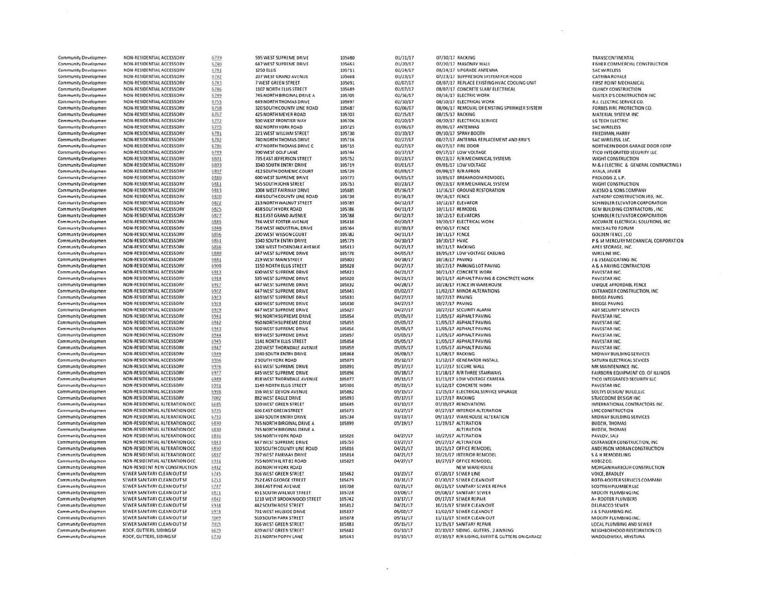| | | | | | | | |
|---|---|---|---|---|---|---|---|
| Community Developmen | NON-RESIDENTIAL ACCESSORY | 6739 | 595 WEST SUPREME DRIVE | 105680 | 01/31/17 | 07/30/17 RACKING | TRANSCONTINENTAL |
| Community Developmen | NON-RESIDENTIAL ACCESSORY | 6740 | 647 WEST SUPREME DRIVE | 105663 | 01/20/17 | 07/20/17 MASONRY WALL | FISHER COMMERCIAL CONSTRUCTION |
| Community Developmen | NON-RESIDENTIAL ACCESSORY | 6741 | 1250 ELLIS | 105711 | 02/24/17 | 08/24/17 UPGRADE ANTENNA | SAC WIRELESS |
| Community Developmen | NON-RESIDENTIAL ACCESSORY | 6742 | 207 WEST GRAND AVENUE | 105668 | 01/23/17 | 07/23/17 SUPPRESION SYSTEM FOR HOOD | CATRINA ROYALE |
| Community Developmen | NON-RESIDENTIAL ACCESSORY | 6743 | 7 WEST GREEN STREET | 105691 | 02/07/17 | 08/07/17 REPLACE EXISTING HVAC COOLING UNIT | FIRST POINT MECHANICAL |
| Community Developmen | NON-RESIDENTIAL ACCESSORY | 6746 | 1107 NORTH ELLIS STREET | 105689 | 02/07/17 | 08/07/17 CONCRETE SLAB/ ELECTRICAL | QUINCY CONSTRUCTION |
| Community Developmen | NON-RESIDENTIAL ACCESSORY | 6749 | 745 NORTH BIRGINAL DRIVE A | 105705 | 02/16/17 | 08/16/17 ELECTRIC WORK | MISTER D'S CONSTRUCTION INC |
| Community Developmen | NON-RESIDENTIAL ACCESSORY | 6755 | 649 NORTH THOMAS DRIVE | 105697 | 02/10/17 | 08/10/17 ELECTRICAL WORK | R.J. ELECTRIC SERVICE CO. |
| Community Developmen | NON-RESIDENTIAL ACCESSORY | 6758 | 320 SOUTH COUNTY LINE ROAD | 105687 | 02/06/17 | 08/06/17 REMOVAL OF EXISTING SPRINKLER SYSTEM | FORBES FIRE PROTECTION CO. |
| Community Developmen | NON-RESIDENTIAL ACCESSORY | 6767 | 425 NORTH MEYER ROAD | 105703 | 02/15/17 | 08/15/17 RACKING | MATERIAL SYSTEM INC |
| Community Developmen | NON-RESIDENTIAL ACCESSORY | 6772 | 500 WEST FRONTIER WAY | 105706 | 02/20/17 | 08/20/17 ELECTRICAL SERVICE | LG TECH ELECTRIC |
| Community Developmen | NON-RESIDENTIAL ACCESSORY | 6775 | 602 NORTH YORK ROAD | 105725 | 03/06/17 | 09/06/17 ANTENNAS | SAC WIRELESS |
| Community Developmen | NON-RESIDENTIAL ACCESSORY | 6781 | 221 WEST WILLIAM STREET | 105730 | 03/10/17 | 09/10/17 SPRAY BOOTH | FRIEDMAN, HARRY |
| Community Developmen | NON-RESIDENTIAL ACCESSORY | 6782 | 740 NORTH THOMAS DRIVE | 105716 | 02/27/17 | 08/27/17 ANTENNA REPLACEMENT AND RRU'S | SAC WIRELESS, LLC. |
| Community Developmen | NON-RESIDENTIAL ACCESSORY | 6786 | 477 NORTH THOMAS DRIVE C | 105715 | 02/27/17 | 08/27/17 FIRE DOOR | NORTHERN DOOR GARAGE DOOR CORP |
| Community Developmen | NON-RESIDENTIAL ACCESSORY | 6789 | 700 WEST GOLF LANE | 105744 | 03/17/17 | 09/17/17 LOW VOLTAGE | TYCO INTEGRATED SECURITY LLC |
| Community Developmen | NON-RESIDENTIAL ACCESSORY | 6801 | 735 EAST JEFFERSON STREET | 105752 | 03/23/17 | 09/23/17 R/R MECHANICAL SYSTEMS | WIGHT CONSTRUCTION |
| Community Developmen | NON-RESIDENTIAL ACCESSORY | 6803 | 1040 SOUTH ENTRY DRIVE | 105719 | 03/01/17 | 09/01/17 LOW VOLTAGE | M & J ELECTRIC & GENERAL CONTRACTING I |
| Community Developmen | NON-RESIDENTIAL ACCESSORY | 6807 | 412 SOUTH DOMENIC COURT | 105729 | 03/09/17 | 09/09/17 R/R APRON | AYALA, JAVIER |
| Community Developmen | NON-RESIDENTIAL ACCESSORY | 6810 | 600 WEST SUPREME DRIVE | 105773 | 04/05/17 | 10/05/17 BREAKROOM REMODEL | PROLOGIS 2, L.P. |
| Community Developmen | NON-RESIDENTIAL ACCESSORY | 6811 | 545 SOUTH JOHN STREET | 105753 | 03/23/17 | 09/23/17 R/R MECHANICAL SYSTEM | WIGHT CONSTRUCTION |
| Community Developmen | NON-RESIDENTIAL ACCESSORY | 6813 | 1004 WEST FAIRWAY DRIVE | 105885 | 05/16/17 | 11/16/17 GROUND RESTORATION | ALESSIO & SONS COMPANY |
| Community Developmen | NON-RESIDENTIAL ACCESSORY | 6820 | 438 SOUTH COUNTY LINE ROAD | 105738 | 03/16/17 | 09/16/17 FENCE | ANTHONY CONSTRUCTION JRD, INC. |
| Community Developmen | NON-RESIDENTIAL ACCESSORY | 6822 | 213 NORTH WALNUT STREET | 105789 | 04/12/17 | 10/12/17 ELEVATOR | SCHINDLER ELEVATOR CORPORATION |
| Community Developmen | NON-RESIDENTIAL ACCESSORY | 6825 | 438 SOUTH YORK ROAD | 105786 | 04/11/17 | 10/11/17 REMODEL | GEM BUILDING CONTRACTORS, INC |
| Community Developmen | NON-RESIDENTIAL ACCESSORY | 6827 | 811 EAST GRAND AVENUE | 105788 | 04/12/17 | 10/12/17 ELEVATORS | SCHINDLER ELEVATOR CORPORATION |
| Community Developmen | NON-RESIDENTIAL ACCESSORY | 6845 | 736 WEST FOSTER AVENUE | 105810 | 04/20/17 | 10/20/17 ELECTRICAL WORK | ACCURATE ELECTRICAL SOLUTIONS, INC |
| Community Developmen | NON-RESIDENTIAL ACCESSORY | 6848 | 758 WEST INDUSTRIAL DRIVE | 105764 | 03/30/17 | 09/30/17 FENCE | MIKES AUTO FORUM |
| Community Developmen | NON-RESIDENTIAL ACCESSORY | 6856 | 200 WEST WILSON COURT | 105782 | 04/11/17 | 10/11/17 FENCE | GOLDEN FENCE, CO |
| Community Developmen | NON-RESIDENTIAL ACCESSORY | 6861 | 1040 SOUTH ENTRY DRIVE | 105779 | 04/10/17 | 10/10/17 HVAC | P & M MERCURY MECHANICAL CORPORATION |
| Community Developmen | NON-RESIDENTIAL ACCESSORY | 6866 | 1068 WEST THORNDALE AVENUE | 105813 | 04/21/17 | 10/21/17 RACKING | APEX STORAGE, INC. |
| Community Developmen | NON-RESIDENTIAL ACCESSORY | 6880 | 647 WEST SUPREME DRIVE | 105770 | 04/05/17 | 10/05/17 LOW VOLTAGE CABLING | WIRELINE INC. |
| Community Developmen | NON-RESIDENTIAL ACCESSORY | 6881 | 219 WEST MAIN STREET | 105803 | 04/18/17 | 10/18/17 PAVING | J & J SEALCOATING INC |
| Community Developmen | NON-RESIDENTIAL ACCESSORY | 6908 | 1150 NORTH ELLIS STREET | 105828 | 04/27/17 | 10/27/17 PARKING LOT PAVING | A & A PAVING CONTRACTORS |
| Community Developmen | NON-RESIDENTIAL ACCESSORY | 6913 | 600 WEST SUPREME DRIVE | 105821 | 04/21/17 | 10/21/17 CONCRETE WORK | PAVESTAR INC. |
| Community Developmen | NON-RESIDENTIAL ACCESSORY | 6914 | 595 WEST SUPREME DRIVE | 105820 | 04/21/17 | 10/21/17 ASPHALT PAVING & CONCRETE WORK | PAVESTAR INC. |
| Community Developmen | NON-RESIDENTIAL ACCESSORY | 6917 | 647 WEST SUPREME DRIVE | 105832 | 04/28/17 | 10/28/17 FENCE IN WAREHOUSE | UNIQUE AFFORDABL FENCE |
| Community Developmen | NON-RESIDENTIAL ACCESSORY | 6922 | 647 WEST SUPREME DRIVE | 105841 | 05/02/17 | 11/02/17 MINOR ALTERATIONS | OSTRANDER CONSTRUCTION, INC |
| Community Developmen | NON-RESIDENTIAL ACCESSORY | 6923 | 610 WEST SUPREME DRIVE | 105831 | 04/27/17 | 10/27/17 PAVING | BRIGGS PAVING |
| Community Developmen | NON-RESIDENTIAL ACCESSORY | 6924 | 630 WEST SUPREME DRIVE | 105830 | 04/27/17 | 10/27/17 PAVING | BRIGGS PAVING |
| Community Developmen | NON-RESIDENTIAL ACCESSORY | 6929 | 647 WEST SUPREME DRIVE | 105827 | 04/27/17 | 10/27/17 SECURITY ALARM | ADT SECURITY SERVICES |
| Community Developmen | NON-RESIDENTIAL ACCESSORY | 6941 | 991 NORTH SUPREME DRIVE | 105854 | 05/05/17 | 11/05/17 ASPHALT PAVING | PAVESTAR INC. |
| Community Developmen | NON-RESIDENTIAL ACCESSORY | 6942 | 950 NORTH SUPREME DRIVE | 105855 | 05/05/17 | 11/05/17 ASPHALT PAVING | PAVESTAR INC. |
| Community Developmen | NON-RESIDENTIAL ACCESSORY | 6943 | 560 WEST SUPREME DRIVE | 105856 | 05/05/17 | 11/05/17 ASPHALT PAVING | PAVESTAR INC. |
| Community Developmen | NON-RESIDENTIAL ACCESSORY | 6944 | 659 WEST SUPREME DRIVE | 105857 | 05/05/17 | 11/05/17 ASPHALT PAVING | PAVESTAR INC. |
| Community Developmen | NON-RESIDENTIAL ACCESSORY | 6945 | 1141 NORTH ELLIS STREET | 105858 | 05/05/17 | 11/05/17 ASPHALT PAVING | PAVESTAR INC. |
| Community Developmen | NON-RESIDENTIAL ACCESSORY | 6947 | 220 WEST THORNDALE AVENUE | 105859 | 05/05/17 | 11/05/17 ASPHALT PAVING | PAVESTAR INC. |
| Community Developmen | NON-RESIDENTIAL ACCESSORY | 6949 | 1040 SOUTH ENTRY DRIVE | 105868 | 05/08/17 | 11/08/17 RACKING | MIDWAY BUILDING SERVICES |
| Community Developmen | NON-RESIDENTIAL ACCESSORY | 6956 | 2 SOUTH YORK ROAD | 105879 | 05/12/17 | 11/12/17 GENERATOR INSTALL | SATURN ELECTRICAL SEVICES |
| Community Developmen | NON-RESIDENTIAL ACCESSORY | 6976 | 651 WEST SUPREME DRIVE | 105891 | 05/17/17 | 11/17/17 SECURE WALL | MR MAINTENANCE INC. |
| Community Developmen | NON-RESIDENTIAL ACCESSORY | 6977 | 645 WEST SUPREME DRIVE | 105896 | 05/18/17 | 11/18/17 R/R THREE STAIRWAYS | FAIRBORN EQUIPMENT CO. OF ILLINOIS |
| Community Developmen | NON-RESIDENTIAL ACCESSORY | 6989 | 818 WEST THORNDALE AVENUE | 105877 | 05/11/17 | 11/11/17 LOW VOLTAGE CAMERA | TYCO INTEGRATED SECURITY LLC |
| Community Developmen | NON-RESIDENTIAL ACCESSORY | 6991 | 1149 NORTH ELLIS STREET | 105901 | 05/22/17 | 11/22/17 CONCRETE WORK | PAVESTAR INC. |
| Community Developmen | NON-RESIDENTIAL ACCESSORY | 6998 | 156 WEST DEVON AVENUE | 105882 | 05/15/17 | 11/15/17 ELECTRICAL SERVICE UPGRADE | SOLTYS DESIGN/ BUILD,LLC |
| Community Developmen | NON-RESIDENTIAL ACCESSORY | 7002 | 882 WEST EAGLE DRIVE | 105893 | 05/17/17 | 11/17/17 RACKING | STUCCOONE DESIGN INC |
| Community Developmen | NON-RESIDENTIAL ALTERATION OCC | 6685 | 120 WEST GREEN STREET | 105645 | 01/10/17 | 07/10/17 RENOVATIONS | INTERNATIONAL CONTRACTORS INC. |
| Community Developmen | NON-RESIDENTIAL ALTERATION OCC | 6735 | 606 EAST GREEN STREET | 105673 | 01/27/17 | 07/27/17 INTERIOR ALTERATION | LMC CONSTRUCTION |
| Community Developmen | NON-RESIDENTIAL ALTERATION OCC | 6793 | 1040 SOUTH ENTRY DRIVE | 105734 | 03/13/17 | 09/13/17 WAREHOUSE ALTERATION | MIDWAY BUILDING SERVICES |
| Community Developmen | NON-RESIDENTIAL ALTERATION OCC | 6830 | 745 NORTH BIRGINAL DRIVE A | 105899 | 05/19/17 | 11/19/17 ALTERATION | BUDZIK, THOMAS |
| Community Developmen | NON-RESIDENTIAL ALTERATION OCC | 6830 | 745 NORTH BIRGINAL DRIVE A | | | ALTERATION | BUDZIK, THOMAS |
| Community Developmen | NON-RESIDENTIAL ALTERATION OCC | 6836 | 596 NORTH YORK ROAD | 105826 | 04/27/17 | 10/27/17 ALTERATION | PAVLOV, SALI |
| Community Developmen | NON-RESIDENTIAL ALTERATION OCC | 6843 | 647 WEST SUPREME DRIVE | 105759 | 03/27/17 | 09/27/17 ALTERATION | OSTRANDER CONSTRUCTION, INC |
| Community Developmen | NON-RESIDENTIAL ALTERATION OCC | 6850 | 320 SOUTH COUNTY LINE ROAD | 105816 | 04/21/17 | 10/21/17 OFFICE REMODEL | ANDERSON MORAN CONSTRUCTION |
| Community Developmen | NON-RESIDENTIAL ALTERATION OCC | 6897 | 787 WEST FAIRWAY DRIVE | 105814 | 04/21/17 | 10/21/17 INTERIOR REMODEL | S & H REMODELING |
| Community Developmen | NON-RESIDENTIAL ALTERATION OCC | 6931 | 755 NORTH IL RT 83 ROAD | 105829 | 04/27/17 | 10/27/17 OFFICE REMODEL | KOBIZ CO. |
| Community Developmen | NON-RESIDENT NEW CONSTRUCTION | 6432 | 350 NORTH YORK ROAD | | | NEW WAREHOUSE | MORGAN HARBOUR CONSTRUCTION |
| Community Developmen | SEWER SANITARY CLEAN OUT SF | 6745 | 316 WEST GREEN STREET | 105662 | 01/20/17 | 07/20/17 SEWER LINE | VOICE, BRADLEY |
| Community Developmen | SEWER SANITARY CLEAN OUT SF | 6753 | 752 EAST GEORGE STREET | 105679 | 01/31/17 | 07/30/17 SEWER CLEAN OUT | ROTO-ROOTER SERVICES COMPANY |
| Community Developmen | SEWER SANITARY CLEAN OUT SF | 6787 | 308 EAST PINE AVENUE | 105708 | 02/21/17 | 08/21/17 SANITARY SEWER REPAIR | SCOTTISH PLUMBER LLC |
| Community Developmen | SEWER SANITARY CLEAN OUT SF | 6821 | 451 SOUTH WALNUT STREET | 105728 | 03/08/17 | 09/08/17 SANITARY SEWER | MIDCITY PLUMBING INC |
| Community Developmen | SEWER SANITARY CLEAN OUT SF | 6842 | 1210 WEST BROOKWOOD STREET | 105742 | 03/17/17 | 09/17/17 SEWER REPAIR | A+ ROOTER PLUMBERS |
| Community Developmen | SEWER SANITARY CLEAN OUT SF | 6934 | 442 SOUTH ROSE STREET | 105812 | 04/21/17 | 10/21/17 SEWER CLEAN OUT | DELFIACCO SEWER |
| Community Developmen | SEWER SANITARY CLEAN OUT SF | 6974 | 701 WEST HILLSIDE DRIVE | 105837 | 05/02/17 | 11/02/17 SEWER CLEANOUT | J & S PLUMBING INC. |
| Community Developmen | SEWER SANITARY CLEAN OUT SF | 7009 | 510 SOUTH PARK STREET | 105878 | 05/11/17 | 11/11/17 SEWER CLEAN-OUT | MIDCITY PLUMBING INC. |
| Community Developmen | SEWER SANITARY CLEAN OUT SF | 7015 | 316 WEST GREEN STREET | 105883 | 05/15/17 | 11/15/17 SANITARY REPAIR | LOCAL PLUMBING AND SEWER |
| Community Developmen | ROOF, GUTTERS, SIDING SF | 6629 | 420 WEST GREEN STREET | 105642 | 01/10/17 | 07/10/17 SIDING , GUTERS , 2 AWNING | NEIGHBORHOOD RESTORATION CO. |
| Community Developmen | ROOF, GUTTERS, SIDING SF | 6730 | 211 NORTH POPPY LANE | 105643 | 01/10/17 | 07/10/17 R/R SIDING, SUFFIT & GUTTERS ON GARAGE | WADOLOWSKA, KRYSTYNA |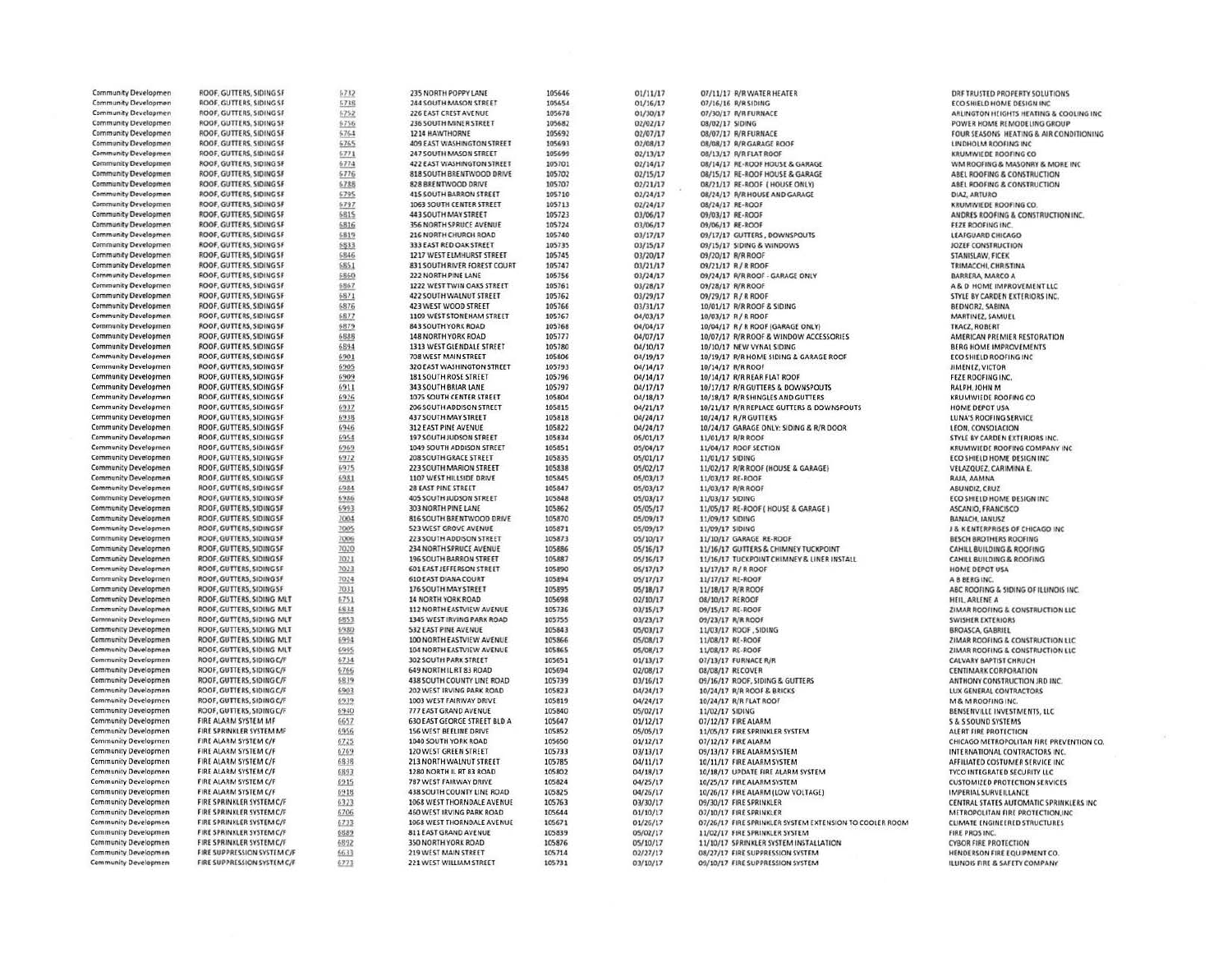| | | | | | | | |
|---|---|---|---|---|---|---|---|
| Community Developmen | ROOF, GUTTERS, SIDING SF | 6732 | 235 NORTH POPPY LANE | 105646 | 01/11/17 | 07/11/17 R/R WATER HEATER | DRF TRUSTED PROPERTY SOLUTIONS |
| Community Developmen | ROOF, GUTTERS, SIDING SF | 6738 | 244 SOUTH MASON STREET | 105654 | 01/16/17 | 07/16/16 R/R SIDING | ECO SHIELD HOME DESIGN INC |
| Community Developmen | ROOF, GUTTERS, SIDING SF | 6752 | 226 EAST CREST AVENUE | 105678 | 01/30/17 | 07/30/17 R/R FURNACE | ARLINGTON HEIGHTS HEATING & COOLING INC |
| Community Developmen | ROOF, GUTTERS, SIDING SF | 6756 | 236 SOUTH MINER STREET | 105682 | 02/02/17 | 08/02/17 SIDING | POWER HOME REMODELING GROUP |
| Community Developmen | ROOF, GUTTERS, SIDING SF | 6764 | 1214 HAWTHORNE | 105692 | 02/07/17 | 08/07/17 R/R FURNACE | FOUR SEASONS HEATING & AIR CONDITIONING |
| Community Developmen | ROOF, GUTTERS, SIDING SF | 6765 | 409 EAST WASHINGTON STREET | 105693 | 02/08/17 | 08/08/17 R/R GARAGE ROOF | LINDHOLM ROOFING INC |
| Community Developmen | ROOF, GUTTERS, SIDING SF | 6771 | 247 SOUTH MASON STREET | 105699 | 02/13/17 | 08/13/17 R/R FLAT ROOF | KRUMWIEDE ROOFING CO |
| Community Developmen | ROOF, GUTTERS, SIDING SF | 6774 | 422 EAST WASHINGTON STREET | 105701 | 02/14/17 | 08/14/17 RE-ROOF HOUSE & GARAGE | WM ROOFING & MASONRY & MORE INC |
| Community Developmen | ROOF, GUTTERS, SIDING SF | 6776 | 818 SOUTH BRENTWOOD DRIVE | 105702 | 02/15/17 | 08/15/17 RE-ROOF HOUSE & GARAGE | ABEL ROOFING & CONSTRUCTION |
| Community Developmen | ROOF, GUTTERS, SIDING SF | 6788 | 828 BRENTWOOD DRIVE | 105707 | 02/21/17 | 08/21/17 RE-ROOF ( HOUSE ONLY) | ABEL ROOFING & CONSTRUCTION |
| Community Developmen | ROOF, GUTTERS, SIDING SF | 6795 | 415 SOUTH BARRON STREET | 105710 | 02/24/17 | 08/24/17 R/R HOUSE AND GARAGE | DIAZ, ARTURO |
| Community Developmen | ROOF, GUTTERS, SIDING SF | 6797 | 1063 SOUTH CENTER STREET | 105713 | 02/24/17 | 08/24/17 RE-ROOF | KRUMWIEDE ROOFING CO. |
| Community Developmen | ROOF, GUTTERS, SIDING SF | 6815 | 443 SOUTH MAY STREET | 105723 | 03/06/17 | 09/03/17 RE-ROOF | ANDRES ROOFING & CONSTRUCTION INC. |
| Community Developmen | ROOF, GUTTERS, SIDING SF | 6816 | 356 NORTH SPRUCE AVENUE | 105724 | 03/06/17 | 09/06/17 RE-ROOF | FEZE ROOFING INC. |
| Community Developmen | ROOF, GUTTERS, SIDING SF | 6819 | 216 NORTH CHURCH ROAD | 105740 | 03/17/17 | 09/17/17 GUTTERS, DOWNSPOUTS | LEAFGUARD CHICAGO |
| Community Developmen | ROOF, GUTTERS, SIDING SF | 6833 | 333 EAST RED OAK STREET | 105735 | 03/15/17 | 09/15/17 SIDING & WINDOWS | JOZEF CONSTRUCTION |
| Community Developmen | ROOF, GUTTERS, SIDING SF | 6846 | 1217 WEST ELMHURST STREET | 105745 | 03/20/17 | 09/20/17 R/R ROOF | STANISLAW, FICEK |
| Community Developmen | ROOF, GUTTERS, SIDING SF | 6851 | 831 SOUTH RIVER FOREST COURT | 105747 | 03/21/17 | 09/21/17 R / R ROOF | TRIMACCHI, CHRISTINA |
| Community Developmen | ROOF, GUTTERS, SIDING SF | 6860 | 222 NORTH PINE LANE | 105756 | 03/24/17 | 09/24/17 R/R ROOF - GARAGE ONLY | BARRERA, MARCO A |
| Community Developmen | ROOF, GUTTERS, SIDING SF | 6867 | 1222 WEST TWIN OAKS STREET | 105761 | 03/28/17 | 09/28/17 R/R ROOF | A & D HOME IMPROVEMENT LLC |
| Community Developmen | ROOF, GUTTERS, SIDING SF | 6871 | 422 SOUTH WALNUT STREET | 105762 | 03/29/17 | 09/29/17 R / R ROOF | STYLE BY CARDEN EXTERIORS INC. |
| Community Developmen | ROOF, GUTTERS, SIDING SF | 6876 | 423 WEST WOOD STREET | 105766 | 03/31/17 | 10/01/17 R/R ROOF & SIDING | BEDNORZ, SABINA |
| Community Developmen | ROOF, GUTTERS, SIDING SF | 6877 | 1109 WEST STONEHAM STREET | 105767 | 04/03/17 | 10/03/17 R / R ROOF | MARTINEZ, SAMUEL |
| Community Developmen | ROOF, GUTTERS, SIDING SF | 6879 | 843 SOUTH YORK ROAD | 105768 | 04/04/17 | 10/04/17 R / R ROOF (GARAGE ONLY) | TKACZ, ROBERT |
| Community Developmen | ROOF, GUTTERS, SIDING SF | 6888 | 148 NORTH YORK ROAD | 105777 | 04/07/17 | 10/07/17 R/R ROOF & WINDOW ACCESSORIES | AMERICAN PREMIER RESTORATION |
| Community Developmen | ROOF, GUTTERS, SIDING SF | 6894 | 1313 WEST GLENDALE STREET | 105780 | 04/10/17 | 10/10/17 NEW VYNAL SIDING | BERG HOME IMPROVEMENTS |
| Community Developmen | ROOF, GUTTERS, SIDING SF | 6901 | 708 WEST MAIN STREET | 105806 | 04/19/17 | 10/19/17 R/R HOME SIDING & GARAGE ROOF | ECO SHIELD ROOFING INC |
| Community Developmen | ROOF, GUTTERS, SIDING SF | 6905 | 320 EAST WASHINGTON STREET | 105793 | 04/14/17 | 10/14/17 R/R ROOF | JIMENEZ, VICTOR |
| Community Developmen | ROOF, GUTTERS, SIDING SF | 6909 | 181 SOUTH ROSE STREET | 105796 | 04/14/17 | 10/14/17 R/R REAR FLAT ROOF | FEZE ROOFING INC. |
| Community Developmen | ROOF, GUTTERS, SIDING SF | 6911 | 343 SOUTH BRIAR LANE | 105797 | 04/17/17 | 10/17/17 R/R GUTTERS & DOWNSPOUTS | RALPH, JOHN M |
| Community Developmen | ROOF, GUTTERS, SIDING SF | 6926 | 1075 SOUTH CENTER STREET | 105804 | 04/18/17 | 10/18/17 R/R SHINGLES AND GUTTERS | KRUMWIEDE ROOFING CO |
| Community Developmen | ROOF, GUTTERS, SIDING SF | 6937 | 206 SOUTH ADDISON STREET | 105815 | 04/21/17 | 10/21/17 R/R REPLACE GUTTERS & DOWNSPOUTS | HOME DEPOT USA |
| Community Developmen | ROOF, GUTTERS, SIDING SF | 6938 | 437 SOUTH MAY STREET | 105818 | 04/24/17 | 10/24/17 R / R GUTTERS | LUNA'S ROOFING SERVICE |
| Community Developmen | ROOF, GUTTERS, SIDING SF | 6946 | 312 EAST PINE AVENUE | 105822 | 04/24/17 | 10/24/17 GARAGE ONLY: SIDING & R/R DOOR | LEON, CONSOLACION |
| Community Developmen | ROOF, GUTTERS, SIDING SF | 6954 | 197 SOUTH JUDSON STREET | 105834 | 05/01/17 | 11/01/17 R/R ROOF | STYLE BY CARDEN EXTERIORS INC. |
| Community Developmen | ROOF, GUTTERS, SIDING SF | 6969 | 1049 SOUTH ADDISON STREET | 105851 | 05/04/17 | 11/04/17 ROOF SECTION | KRUMWIEDE ROOFING COMPANY INC |
| Community Developmen | ROOF, GUTTERS, SIDING SF | 6972 | 208 SOUTH GRACE STREET | 105835 | 05/01/17 | 11/01/17 SIDING | ECO SHIELD HOME DESIGN INC |
| Community Developmen | ROOF, GUTTERS, SIDING SF | 6975 | 223 SOUTH MARION STREET | 105838 | 05/02/17 | 11/02/17 R/R ROOF (HOUSE & GARAGE) | VELAZQUEZ, CARIMINA E. |
| Community Developmen | ROOF, GUTTERS, SIDING SF | 6981 | 1107 WEST HILLSIDE DRIVE | 105845 | 05/03/17 | 11/03/17 RE-ROOF | RAJA, AAMNA |
| Community Developmen | ROOF, GUTTERS, SIDING SF | 6984 | 28 EAST PINE STREET | 105847 | 05/03/17 | 11/03/17 R/R ROOF | ABUNDIZ, CRUZ |
| Community Developmen | ROOF, GUTTERS, SIDING SF | 6986 | 405 SOUTH JUDSON STREET | 105848 | 05/03/17 | 11/03/17 SIDING | ECO SHIELD HOME DESIGN INC |
| Community Developmen | ROOF, GUTTERS, SIDING SF | 6993 | 303 NORTH PINE LANE | 105862 | 05/05/17 | 11/05/17 RE-ROOF ( HOUSE & GARAGE ) | ASCANIO, FRANCISCO |
| Community Developmen | ROOF, GUTTERS, SIDING SF | 7004 | 816 SOUTH BRENTWOOD DRIVE | 105870 | 05/09/17 | 11/09/17 SIDING | BANACH, JANUSZ |
| Community Developmen | ROOF, GUTTERS, SIDING SF | 7005 | 523 WEST GROVE AVENUE | 105871 | 05/09/17 | 11/09/17 SIDING | J & K ENTERPRISES OF CHICAGO INC |
| Community Developmen | ROOF, GUTTERS, SIDING SF | 7006 | 223 SOUTH ADDISON STREET | 105873 | 05/10/17 | 11/10/17 GARAGE RE-ROOF | BESCH BROTHERS ROOFING |
| Community Developmen | ROOF, GUTTERS, SIDING SF | 7020 | 234 NORTH SPRUCE AVENUE | 105886 | 05/16/17 | 11/16/17 GUTTERS & CHIMNEY TUCKPOINT | CAHILL BUILDING & ROOFING |
| Community Developmen | ROOF, GUTTERS, SIDING SF | 7021 | 196 SOUTH BARRON STREET | 105887 | 05/16/17 | 11/16/17 TUCKPOINT CHIMNEY & LINER INSTALL | CAHILL BUILDING & ROOFING |
| Community Developmen | ROOF, GUTTERS, SIDING SF | 7023 | 601 EAST JEFFERSON STREET | 105890 | 05/17/17 | 11/17/17 R / R ROOF | HOME DEPOT USA |
| Community Developmen | ROOF, GUTTERS, SIDING SF | 7024 | 610 EAST DIANA COURT | 105894 | 05/17/17 | 11/17/17 RE-ROOF | A B BERG INC. |
| Community Developmen | ROOF, GUTTERS, SIDING SF | 7031 | 176 SOUTH MAY STREET | 105895 | 05/18/17 | 11/18/17 R/R ROOF | ABC ROOFING & SIDING OF ILLINOIS INC. |
| Community Developmen | ROOF, GUTTERS, SIDING MLT | 6751 | 14 NORTH YORK ROAD | 105698 | 02/10/17 | 08/10/17 REROOF | HEIL, ARLENE A |
| Community Developmen | ROOF, GUTTERS, SIDING MLT | 6834 | 112 NORTH EASTVIEW AVENUE | 105736 | 03/15/17 | 09/15/17 RE-ROOF | ZIMAR ROOFING & CONSTRUCTION LLC |
| Community Developmen | ROOF, GUTTERS, SIDING MLT | 6853 | 1345 WEST IRVING PARK ROAD | 105755 | 03/23/17 | 09/23/17 R/R ROOF | SWISHER EXTERIORS |
| Community Developmen | ROOF, GUTTERS, SIDING MLT | 6980 | 532 EAST PINE AVENUE | 105843 | 05/03/17 | 11/03/17 ROOF , SIDING | BROASCA, GABRIEL |
| Community Developmen | ROOF, GUTTERS, SIDING MLT | 6994 | 100 NORTH EASTVIEW AVENUE | 105866 | 05/08/17 | 11/08/17 RE-ROOF | ZIMAR ROOFING & CONSTRUCTION LLC |
| Community Developmen | ROOF, GUTTERS, SIDING MLT | 6995 | 104 NORTH EASTVIEW AVENUE | 105865 | 05/08/17 | 11/08/17 RE-ROOF | ZIMAR ROOFING & CONSTRUCTION LLC |
| Community Developmen | ROOF, GUTTERS, SIDING C/F | 6734 | 302 SOUTH PARK STREET | 105651 | 01/13/17 | 07/13/17 FURNACE R/R | CALVARY BAPTIST CHRUCH |
| Community Developmen | ROOF, GUTTERS, SIDING C/F | 6766 | 649 NORTH IL RT 83 ROAD | 105694 | 02/08/17 | 08/08/17 RECOVER | CENTIMARK CORPORATION |
| Community Developmen | ROOF, GUTTERS, SIDING C/F | 6839 | 438 SOUTH COUNTY LINE ROAD | 105739 | 03/16/17 | 09/16/17 ROOF, SIDING & GUTTERS | ANTHONY CONSTRUCTION JRD INC. |
| Community Developmen | ROOF, GUTTERS, SIDING C/F | 6903 | 202 WEST IRVING PARK ROAD | 105823 | 04/24/17 | 10/24/17 R/R ROOF & BRICKS | LUX GENERAL CONTRACTORS |
| Community Developmen | ROOF, GUTTERS, SIDING C/F | 6929 | 1003 WEST FAIRWAY DRIVE | 105819 | 04/24/17 | 10/24/17 R/R FLAT ROOF | M & M ROOFING INC. |
| Community Developmen | ROOF, GUTTERS, SIDING C/F | 6940 | 777 EAST GRAND AVENUE | 105840 | 05/02/17 | 11/02/17 SIDING | BENSENVILLE INVESTMENTS, LLC |
| Community Developmen | FIRE ALARM SYSTEM MF | 6657 | 630 EAST GEORGE STREET BLD A | 105647 | 01/12/17 | 07/12/17 FIRE ALARM | S & S SOUND SYSTEMS |
| Community Developmen | FIRE SPRINKLER SYSTEM MF | 6956 | 156 WEST BEELINE DRIVE | 105852 | 05/05/17 | 11/05/17 FIRE SPRINKLER SYSTEM | ALERT FIRE PROTECTION |
| Community Developmen | FIRE ALARM SYSTEM C/F | 6725 | 1040 SOUTH YORK ROAD | 105650 | 01/12/17 | 07/12/17 FIRE ALARM | CHICAGO METROPOLITAN FIRE PREVENTION CO. |
| Community Developmen | FIRE ALARM SYSTEM C/F | 6769 | 120 WEST GREEN STREET | 105733 | 03/13/17 | 09/13/17 FIRE ALARM SYSTEM | INTERNATIONAL CONTRACTORS INC. |
| Community Developmen | FIRE ALARM SYSTEM C/F | 6838 | 213 NORTH WALNUT STREET | 105785 | 04/11/17 | 10/11/17 FIRE ALARM SYSTEM | AFFILIATED COSTUMER SERVICE INC |
| Community Developmen | FIRE ALARM SYSTEM C/F | 6893 | 1280 NORTH IL RT 83 ROAD | 105802 | 04/18/17 | 10/18/17 UPDATE FIRE ALARM SYSTEM | TYCO INTEGRATED SECURITY LLC |
| Community Developmen | FIRE ALARM SYSTEM C/F | 6915 | 787 WEST FAIRWAY DRIVE | 105824 | 04/25/17 | 10/25/17 FIRE ALARM SYSTEM | CUSTOMIZED PROTECTION SERVICES |
| Community Developmen | FIRE ALARM SYSTEM C/F | 6918 | 438 SOUTH COUNTY LINE ROAD | 105825 | 04/26/17 | 10/26/17 FIRE ALARM (LOW VOLTAGE) | IMPERIAL SURVEILLANCE |
| Community Developmen | FIRE SPRINKLER SYSTEM C/F | 6323 | 1068 WEST THORNDALE AVENUE | 105763 | 03/30/17 | 09/30/17 FIRE SPRINKLER | CENTRAL STATES AUTOMATIC SPRINKLERS INC |
| Community Developmen | FIRE SPRINKLER SYSTEM C/F | 6706 | 450 WEST IRVING PARK ROAD | 105644 | 01/10/17 | 07/10/17 FIRE SPRINKLER | METROPOLITAN FIRE PROTECTION,INC |
| Community Developmen | FIRE SPRINKLER SYSTEM C/F | 6733 | 1068 WEST THORNDALE AVENUE | 105671 | 01/26/17 | 07/26/17 FIRE SPRINKLER SYSTEM EXTENSION TO COOLER ROOM | CLIMATE ENGINEERED STRUCTURES |
| Community Developmen | FIRE SPRINKLER SYSTEM C/F | 6889 | 811 EAST GRAND AVENUE | 105839 | 05/02/17 | 11/02/17 FIRE SPRINKLER SYSTEM | FIRE PROS INC. |
| Community Developmen | FIRE SPRINKLER SYSTEM C/F | 6892 | 350 NORTH YORK ROAD | 105876 | 05/10/17 | 11/10/17 SPRINKLER SYSTEM INSTALLATION | CYBOR FIRE PROTECTION |
| Community Developmen | FIRE SUPPRESSION SYSTEM C/F | 6633 | 219 WEST MAIN STREET | 105714 | 02/27/17 | 08/27/17 FIRE SUPPRESSION SYSTEM | HENDERSON FIRE EQUIPMENT CO. |
| Community Developmen | FIRE SUPPRESSION SYSTEM C/F | 6773 | 221 WEST WILLIAM STREET | 105731 | 03/10/17 | 09/10/17 FIRE SUPPRESSION SYSTEM | ILLINOIS FIRE & SAFETY COMPANY |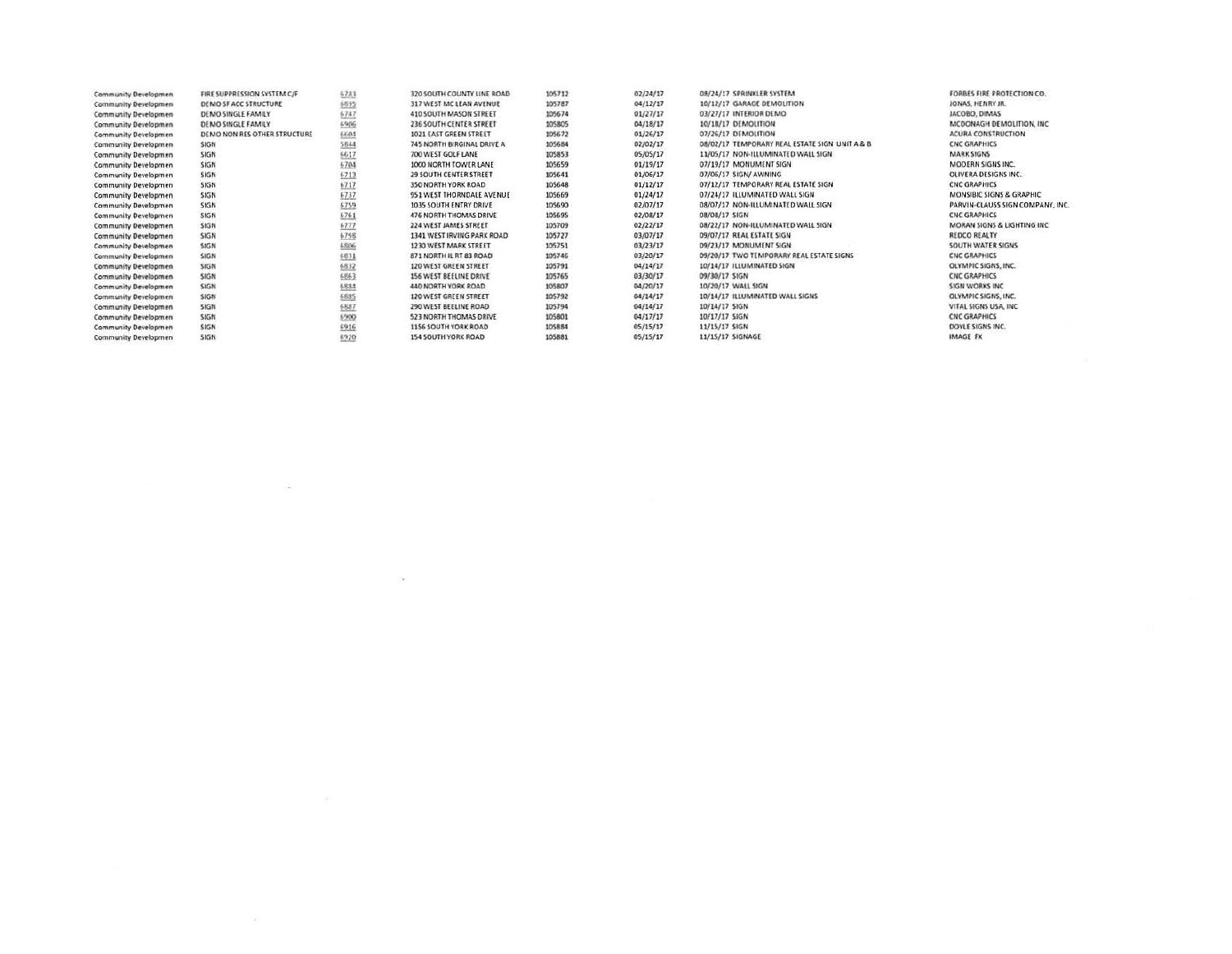| | | | | | | | |
|---|---|---|---|---|---|---|---|
| Community Developmen | FIRE SUPPRESSION SYSTEM C/F | 6783 | 320 SOUTH COUNTY LINE ROAD | 105712 | 02/24/17 | 08/24/17 SPRINKLER SYSTEM | FORBES FIRE PROTECTION CO. |
| Community Developmen | DEMO SF ACC STRUCTURE | 6835 | 317 WEST MC LEAN AVENUE | 105787 | 04/12/17 | 10/12/17 GARAGE DEMOLITION | JONAS, HENRY JR. |
| Community Developmen | DEMO SINGLE FAMILY | 6747 | 410 SOUTH MASON STREET | 105674 | 01/27/17 | 03/27/17 INTERIOR DEMO | JACOBO, DIMAS |
| Community Developmen | DEMO SINGLE FAMILY | 6906 | 236 SOUTH CENTER STREET | 105805 | 04/18/17 | 10/18/17 DEMOLITION | MCDONAGH DEMOLITION, INC |
| Community Developmen | DEMO NON RES OTHER STRUCTURE | 6604 | 1021 EAST GREEN STREET | 105672 | 01/26/17 | 07/26/17 DEMOLITION | ACURA CONSTRUCTION |
| Community Developmen | SIGN | 5844 | 745 NORTH BIRGINAL DRIVE A | 105684 | 02/02/17 | 08/02/17 TEMPORARY REAL ESTATE SIGN UNIT A & B | CNC GRAPHICS |
| Community Developmen | SIGN | 6617 | 700 WEST GOLF LANE | 105853 | 05/05/17 | 11/05/17 NON-ILLUMINATED WALL SIGN | MARK SIGNS |
| Community Developmen | SIGN | 6704 | 1000 NORTH TOWER LANE | 105659 | 01/19/17 | 07/19/17 MONUMENT SIGN | MODERN SIGNS INC. |
| Community Developmen | SIGN | 6713 | 29 SOUTH CENTER STREET | 105641 | 01/06/17 | 07/06/17 SIGN/ AWNING | OLIVERA DESIGNS INC. |
| Community Developmen | SIGN | 6717 | 350 NORTH YORK ROAD | 105648 | 01/12/17 | 07/12/17 TEMPORARY REAL ESTATE SIGN | CNC GRAPHICS |
| Community Developmen | SIGN | 6737 | 951 WEST THORNDALE AVENUE | 105669 | 01/24/17 | 07/24/17 ILLUMINATED WALL SIGN | MONSIBIC SIGNS & GRAPHIC |
| Community Developmen | SIGN | 6759 | 1035 SOUTH ENTRY DRIVE | 105690 | 02/07/17 | 08/07/17 NON-ILLUMINATED WALL SIGN | PARVIN-CLAUSS SIGN COMPANY, INC. |
| Community Developmen | SIGN | 6761 | 476 NORTH THOMAS DRIVE | 105695 | 02/08/17 | 08/08/17 SIGN | CNC GRAPHICS |
| Community Developmen | SIGN | 6777 | 224 WEST JAMES STREET | 105709 | 02/22/17 | 08/22/17 NON-ILLUMINATED WALL SIGN | MORAN SIGNS & LIGHTING INC |
| Community Developmen | SIGN | 6798 | 1341 WEST IRVING PARK ROAD | 105727 | 03/07/17 | 09/07/17 REAL ESTATE SIGN | REDCO REALTY |
| Community Developmen | SIGN | 6806 | 1230 WEST MARK STREET | 105751 | 03/23/17 | 09/23/17 MONUMENT SIGN | SOUTH WATER SIGNS |
| Community Developmen | SIGN | 6811 | 871 NORTH IL RT 83 ROAD | 105746 | 03/20/17 | 09/20/17 TWO TEMPORARY REAL ESTATE SIGNS | CNC GRAPHICS |
| Community Developmen | SIGN | 6832 | 120 WEST GREEN STREET | 105791 | 04/14/17 | 10/14/17 ILLUMINATED SIGN | OLYMPIC SIGNS, INC. |
| Community Developmen | SIGN | 6863 | 156 WEST BEELINE DRIVE | 105765 | 03/30/17 | 09/30/17 SIGN | CNC GRAPHICS |
| Community Developmen | SIGN | 6884 | 440 NORTH YORK ROAD | 105807 | 04/20/17 | 10/20/17 WALL SIGN | SIGN WORKS INC |
| Community Developmen | SIGN | 6885 | 120 WEST GREEN STREET | 105792 | 04/14/17 | 10/14/17 ILLUMINATED WALL SIGNS | OLYMPIC SIGNS, INC. |
| Community Developmen | SIGN | 6887 | 290 WEST BEELINE ROAD | 105794 | 04/14/17 | 10/14/17 SIGN | VITAL SIGNS USA, INC |
| Community Developmen | SIGN | 6900 | 523 NORTH THOMAS DRIVE | 105801 | 04/17/17 | 10/17/17 SIGN | CNC GRAPHICS |
| Community Developmen | SIGN | 6916 | 1156 SOUTH YORK ROAD | 105884 | 05/15/17 | 11/15/17 SIGN | DOYLE SIGNS INC. |
| Community Developmen | SIGN | 6920 | 154 SOUTH YORK ROAD | 105881 | 05/15/17 | 11/15/17 SIGNAGE | IMAGE FX |